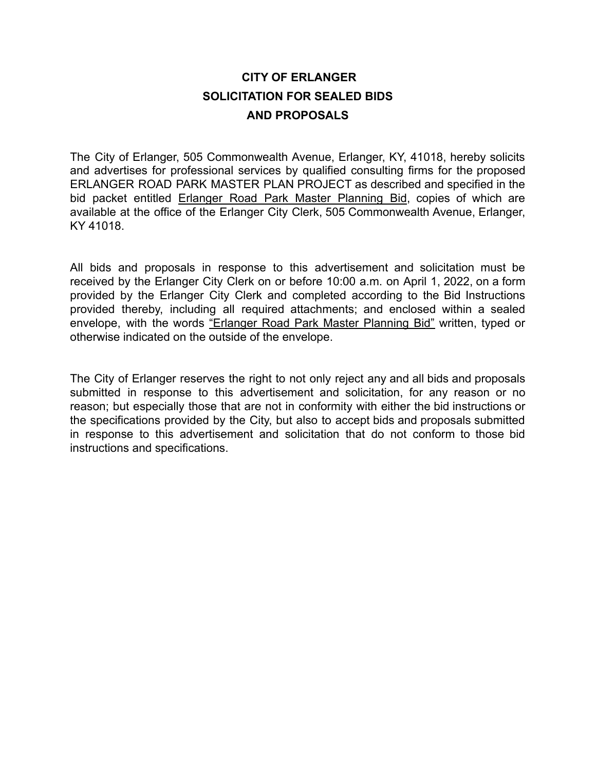# CITY OF ERLANGER
# SOLICITATION FOR SEALED BIDS AND PROPOSALS

The City of Erlanger, 505 Commonwealth Avenue, Erlanger, KY, 41018, hereby solicits and advertises for professional services by qualified consulting firms for the proposed ERLANGER ROAD PARK MASTER PLAN PROJECT as described and specified in the bid packet entitled Erlanger Road Park Master Planning Bid, copies of which are available at the office of the Erlanger City Clerk, 505 Commonwealth Avenue, Erlanger, KY 41018.

All bids and proposals in response to this advertisement and solicitation must be received by the Erlanger City Clerk on or before 10:00 a.m. on April 1, 2022, on a form provided by the Erlanger City Clerk and completed according to the Bid Instructions provided thereby, including all required attachments; and enclosed within a sealed envelope, with the words "Erlanger Road Park Master Planning Bid" written, typed or otherwise indicated on the outside of the envelope.

The City of Erlanger reserves the right to not only reject any and all bids and proposals submitted in response to this advertisement and solicitation, for any reason or no reason; but especially those that are not in conformity with either the bid instructions or the specifications provided by the City, but also to accept bids and proposals submitted in response to this advertisement and solicitation that do not conform to those bid instructions and specifications.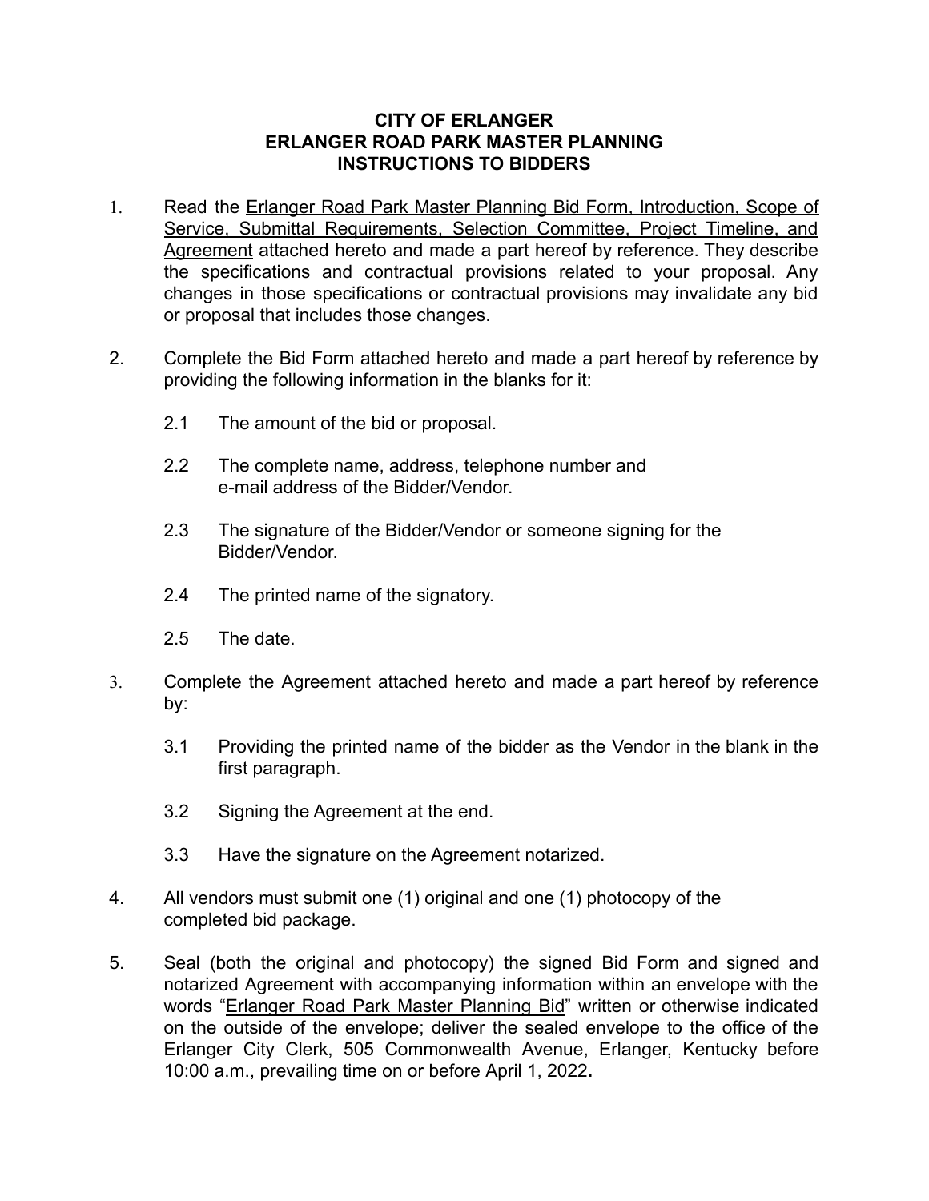# CITY OF ERLANGER
# ERLANGER ROAD PARK MASTER PLANNING
# INSTRUCTIONS TO BIDDERS

1. Read the <u>Erlanger Road Park Master Planning Bid Form, Introduction, Scope of Service, Submittal Requirements, Selection Committee, Project Timeline, and Agreement</u> attached hereto and made a part hereof by reference. They describe the specifications and contractual provisions related to your proposal. Any changes in those specifications or contractual provisions may invalidate any bid or proposal that includes those changes.

2. Complete the Bid Form attached hereto and made a part hereof by reference by providing the following information in the blanks for it:

   2.1 The amount of the bid or proposal.

   2.2 The complete name, address, telephone number and e-mail address of the Bidder/Vendor.

   2.3 The signature of the Bidder/Vendor or someone signing for the Bidder/Vendor.

   2.4 The printed name of the signatory.

   2.5 The date.

3. Complete the Agreement attached hereto and made a part hereof by reference by:

   3.1 Providing the printed name of the bidder as the Vendor in the blank in the first paragraph.

   3.2 Signing the Agreement at the end.

   3.3 Have the signature on the Agreement notarized.

4. All vendors must submit one (1) original and one (1) photocopy of the completed bid package.

5. Seal (both the original and photocopy) the signed Bid Form and signed and notarized Agreement with accompanying information within an envelope with the words "<u>Erlanger Road Park Master Planning Bid</u>" written or otherwise indicated on the outside of the envelope; deliver the sealed envelope to the office of the Erlanger City Clerk, 505 Commonwealth Avenue, Erlanger, Kentucky before 10:00 a.m., prevailing time on or before April 1, 2022**.**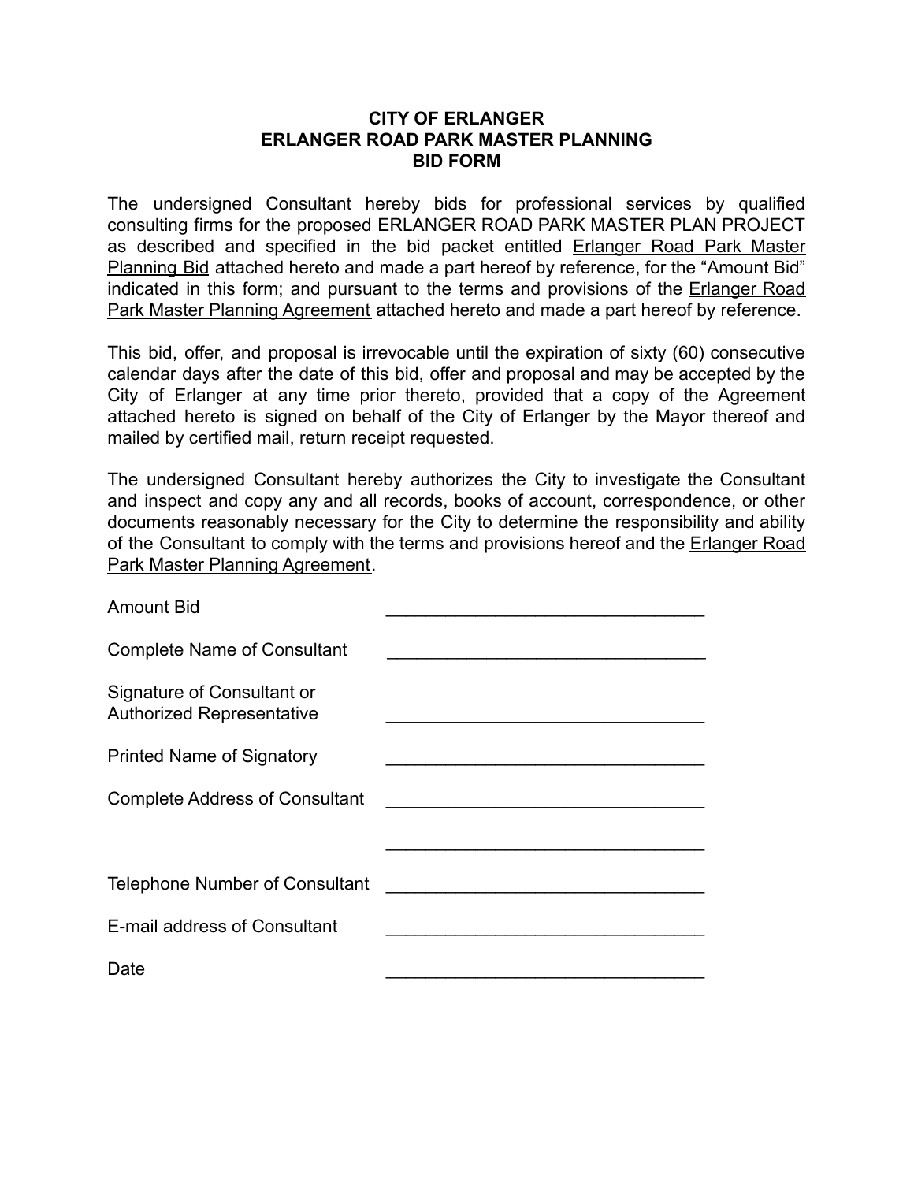**CITY OF ERLANGER**
**ERLANGER ROAD PARK MASTER PLANNING**
**BID FORM**

The undersigned Consultant hereby bids for professional services by qualified consulting firms for the proposed ERLANGER ROAD PARK MASTER PLAN PROJECT as described and specified in the bid packet entitled <u>Erlanger Road Park Master Planning Bid</u> attached hereto and made a part hereof by reference, for the "Amount Bid" indicated in this form; and pursuant to the terms and provisions of the <u>Erlanger Road Park Master Planning Agreement</u> attached hereto and made a part hereof by reference.

This bid, offer, and proposal is irrevocable until the expiration of sixty (60) consecutive calendar days after the date of this bid, offer and proposal and may be accepted by the City of Erlanger at any time prior thereto, provided that a copy of the Agreement attached hereto is signed on behalf of the City of Erlanger by the Mayor thereof and mailed by certified mail, return receipt requested.

The undersigned Consultant hereby authorizes the City to investigate the Consultant and inspect and copy any and all records, books of account, correspondence, or other documents reasonably necessary for the City to determine the responsibility and ability of the Consultant to comply with the terms and provisions hereof and the <u>Erlanger Road Park Master Planning Agreement</u>.

Amount Bid ________________________________

Complete Name of Consultant ________________________________

Signature of Consultant or Authorized Representative ________________________________

Printed Name of Signatory ________________________________

Complete Address of Consultant ________________________________

________________________________

Telephone Number of Consultant ________________________________

E-mail address of Consultant ________________________________

Date ________________________________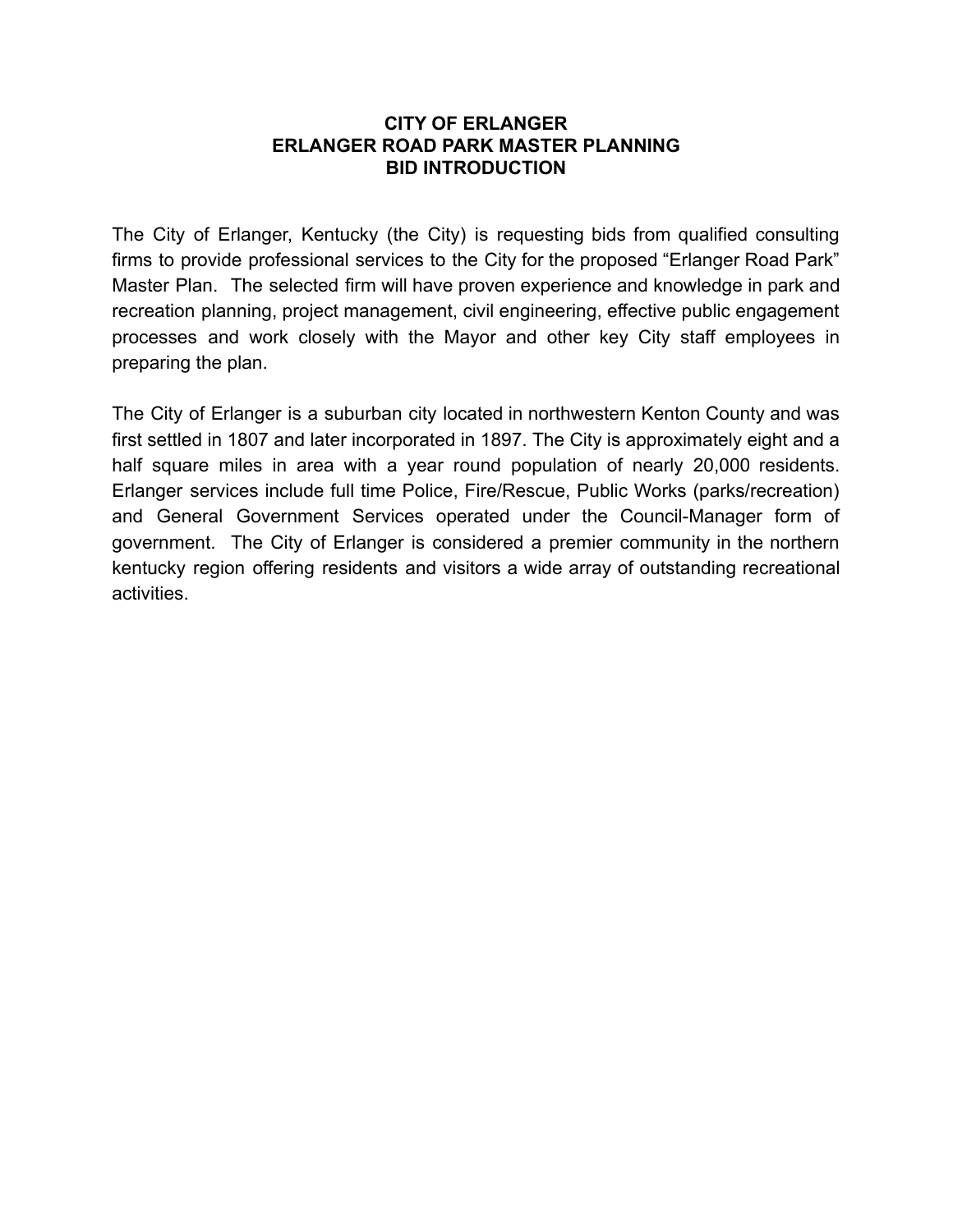# CITY OF ERLANGER
## ERLANGER ROAD PARK MASTER PLANNING
## BID INTRODUCTION

The City of Erlanger, Kentucky (the City) is requesting bids from qualified consulting firms to provide professional services to the City for the proposed "Erlanger Road Park" Master Plan. The selected firm will have proven experience and knowledge in park and recreation planning, project management, civil engineering, effective public engagement processes and work closely with the Mayor and other key City staff employees in preparing the plan.

The City of Erlanger is a suburban city located in northwestern Kenton County and was first settled in 1807 and later incorporated in 1897. The City is approximately eight and a half square miles in area with a year round population of nearly 20,000 residents. Erlanger services include full time Police, Fire/Rescue, Public Works (parks/recreation) and General Government Services operated under the Council-Manager form of government. The City of Erlanger is considered a premier community in the northern kentucky region offering residents and visitors a wide array of outstanding recreational activities.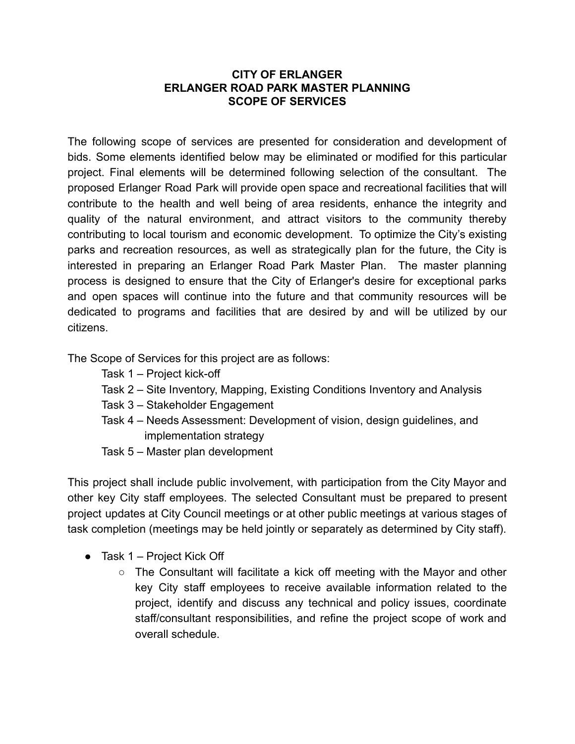# CITY OF ERLANGER
# ERLANGER ROAD PARK MASTER PLANNING
# SCOPE OF SERVICES

The following scope of services are presented for consideration and development of bids. Some elements identified below may be eliminated or modified for this particular project. Final elements will be determined following selection of the consultant. The proposed Erlanger Road Park will provide open space and recreational facilities that will contribute to the health and well being of area residents, enhance the integrity and quality of the natural environment, and attract visitors to the community thereby contributing to local tourism and economic development. To optimize the City's existing parks and recreation resources, as well as strategically plan for the future, the City is interested in preparing an Erlanger Road Park Master Plan. The master planning process is designed to ensure that the City of Erlanger's desire for exceptional parks and open spaces will continue into the future and that community resources will be dedicated to programs and facilities that are desired by and will be utilized by our citizens.

The Scope of Services for this project are as follows:

Task 1 – Project kick-off
Task 2 – Site Inventory, Mapping, Existing Conditions Inventory and Analysis
Task 3 – Stakeholder Engagement
Task 4 – Needs Assessment: Development of vision, design guidelines, and implementation strategy
Task 5 – Master plan development

This project shall include public involvement, with participation from the City Mayor and other key City staff employees. The selected Consultant must be prepared to present project updates at City Council meetings or at other public meetings at various stages of task completion (meetings may be held jointly or separately as determined by City staff).

- Task 1 – Project Kick Off
  - The Consultant will facilitate a kick off meeting with the Mayor and other key City staff employees to receive available information related to the project, identify and discuss any technical and policy issues, coordinate staff/consultant responsibilities, and refine the project scope of work and overall schedule.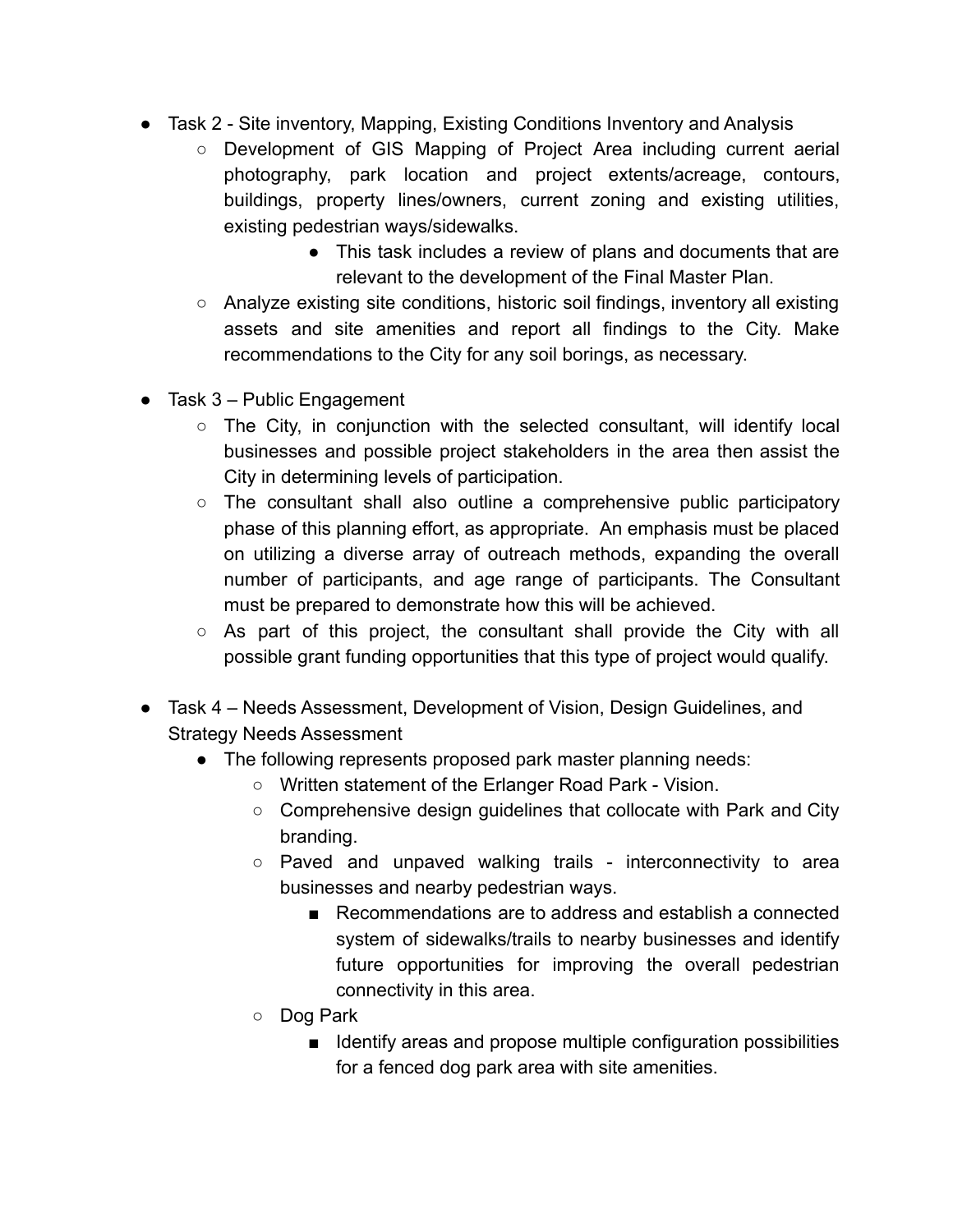- Task 2 - Site inventory, Mapping, Existing Conditions Inventory and Analysis
  - Development of GIS Mapping of Project Area including current aerial photography, park location and project extents/acreage, contours, buildings, property lines/owners, current zoning and existing utilities, existing pedestrian ways/sidewalks.
    - This task includes a review of plans and documents that are relevant to the development of the Final Master Plan.
  - Analyze existing site conditions, historic soil findings, inventory all existing assets and site amenities and report all findings to the City. Make recommendations to the City for any soil borings, as necessary.

- Task 3 – Public Engagement
  - The City, in conjunction with the selected consultant, will identify local businesses and possible project stakeholders in the area then assist the City in determining levels of participation.
  - The consultant shall also outline a comprehensive public participatory phase of this planning effort, as appropriate. An emphasis must be placed on utilizing a diverse array of outreach methods, expanding the overall number of participants, and age range of participants. The Consultant must be prepared to demonstrate how this will be achieved.
  - As part of this project, the consultant shall provide the City with all possible grant funding opportunities that this type of project would qualify.

- Task 4 – Needs Assessment, Development of Vision, Design Guidelines, and Strategy Needs Assessment
  - The following represents proposed park master planning needs:
    - Written statement of the Erlanger Road Park - Vision.
    - Comprehensive design guidelines that collocate with Park and City branding.
    - Paved and unpaved walking trails - interconnectivity to area businesses and nearby pedestrian ways.
      - Recommendations are to address and establish a connected system of sidewalks/trails to nearby businesses and identify future opportunities for improving the overall pedestrian connectivity in this area.
    - Dog Park
      - Identify areas and propose multiple configuration possibilities for a fenced dog park area with site amenities.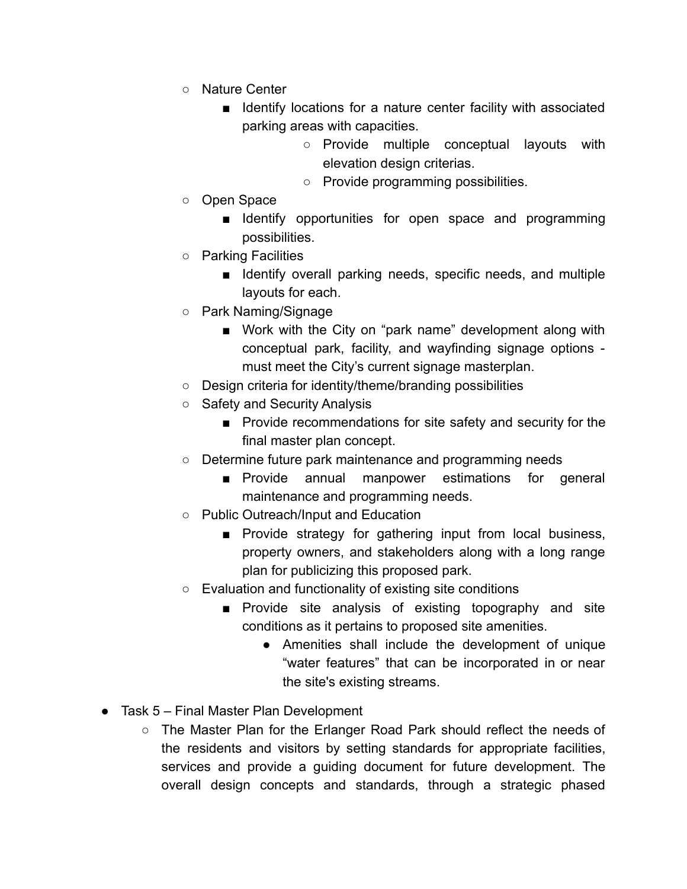- Nature Center
        - Identify locations for a nature center facility with associated parking areas with capacities.
            - Provide multiple conceptual layouts with elevation design criterias.
            - Provide programming possibilities.
    - Open Space
        - Identify opportunities for open space and programming possibilities.
    - Parking Facilities
        - Identify overall parking needs, specific needs, and multiple layouts for each.
    - Park Naming/Signage
        - Work with the City on "park name" development along with conceptual park, facility, and wayfinding signage options - must meet the City's current signage masterplan.
    - Design criteria for identity/theme/branding possibilities
    - Safety and Security Analysis
        - Provide recommendations for site safety and security for the final master plan concept.
    - Determine future park maintenance and programming needs
        - Provide annual manpower estimations for general maintenance and programming needs.
    - Public Outreach/Input and Education
        - Provide strategy for gathering input from local business, property owners, and stakeholders along with a long range plan for publicizing this proposed park.
    - Evaluation and functionality of existing site conditions
        - Provide site analysis of existing topography and site conditions as it pertains to proposed site amenities.
            - Amenities shall include the development of unique "water features" that can be incorporated in or near the site's existing streams.

- Task 5 – Final Master Plan Development
    - The Master Plan for the Erlanger Road Park should reflect the needs of the residents and visitors by setting standards for appropriate facilities, services and provide a guiding document for future development. The overall design concepts and standards, through a strategic phased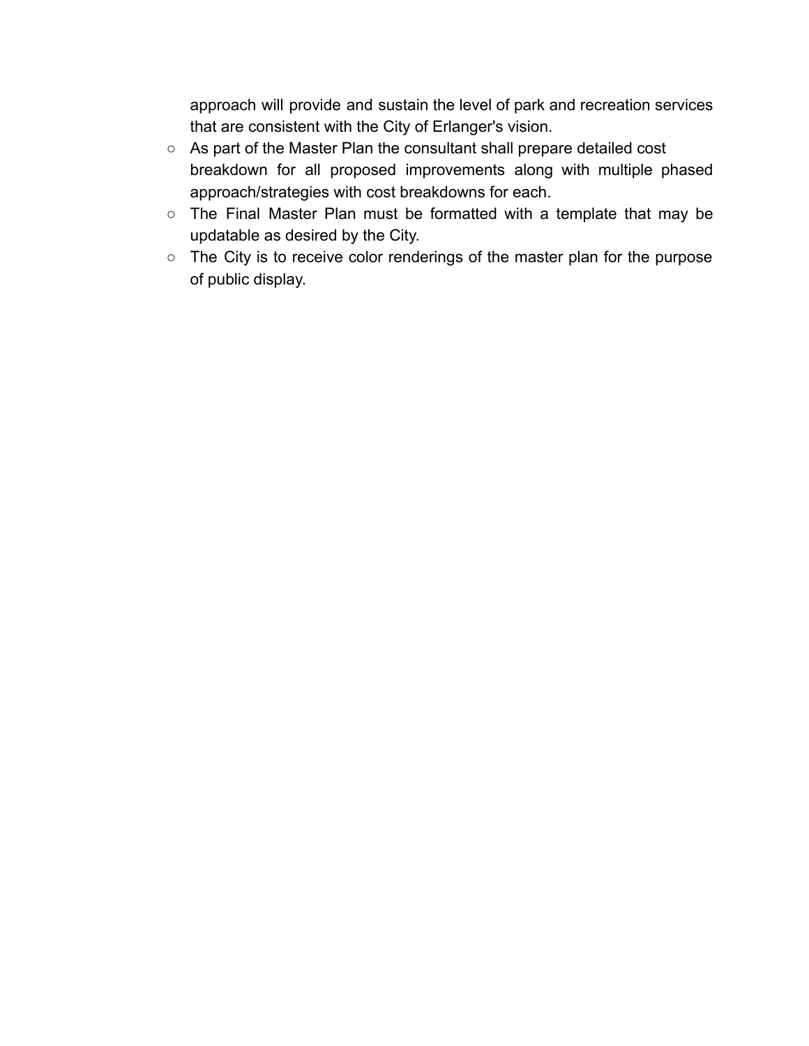approach will provide and sustain the level of park and recreation services that are consistent with the City of Erlanger's vision.

- As part of the Master Plan the consultant shall prepare detailed cost breakdown for all proposed improvements along with multiple phased approach/strategies with cost breakdowns for each.
- The Final Master Plan must be formatted with a template that may be updatable as desired by the City.
- The City is to receive color renderings of the master plan for the purpose of public display.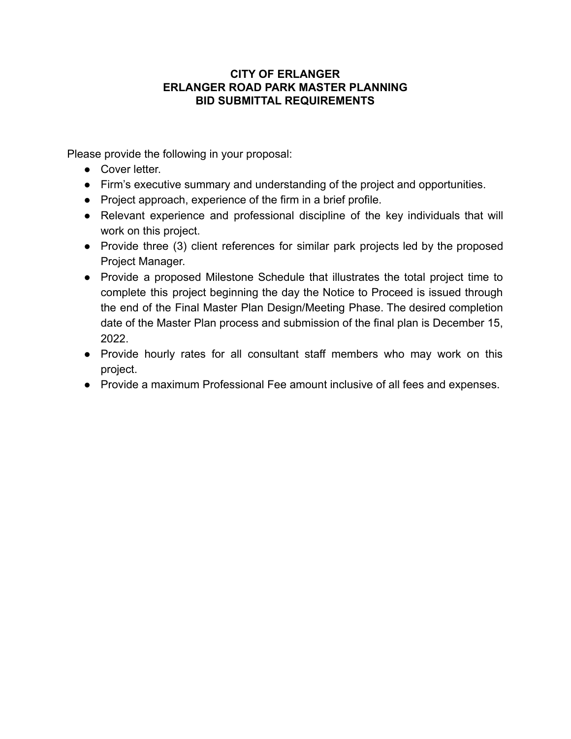**CITY OF ERLANGER**
**ERLANGER ROAD PARK MASTER PLANNING**
**BID SUBMITTAL REQUIREMENTS**

Please provide the following in your proposal:

- Cover letter.
- Firm's executive summary and understanding of the project and opportunities.
- Project approach, experience of the firm in a brief profile.
- Relevant experience and professional discipline of the key individuals that will work on this project.
- Provide three (3) client references for similar park projects led by the proposed Project Manager.
- Provide a proposed Milestone Schedule that illustrates the total project time to complete this project beginning the day the Notice to Proceed is issued through the end of the Final Master Plan Design/Meeting Phase. The desired completion date of the Master Plan process and submission of the final plan is December 15, 2022.
- Provide hourly rates for all consultant staff members who may work on this project.
- Provide a maximum Professional Fee amount inclusive of all fees and expenses.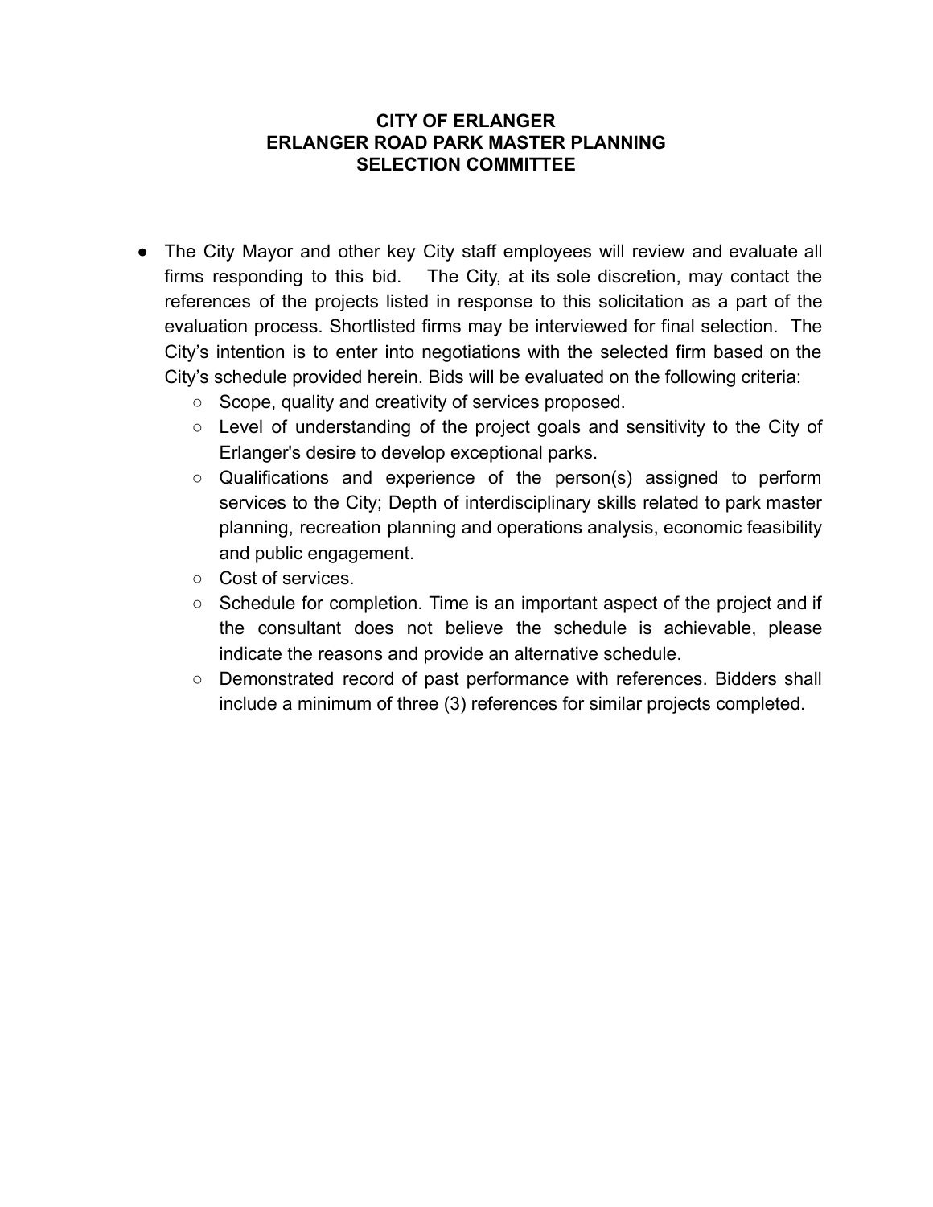**CITY OF ERLANGER**
**ERLANGER ROAD PARK MASTER PLANNING**
**SELECTION COMMITTEE**

- The City Mayor and other key City staff employees will review and evaluate all firms responding to this bid. The City, at its sole discretion, may contact the references of the projects listed in response to this solicitation as a part of the evaluation process. Shortlisted firms may be interviewed for final selection. The City's intention is to enter into negotiations with the selected firm based on the City's schedule provided herein. Bids will be evaluated on the following criteria:
    - Scope, quality and creativity of services proposed.
    - Level of understanding of the project goals and sensitivity to the City of Erlanger's desire to develop exceptional parks.
    - Qualifications and experience of the person(s) assigned to perform services to the City; Depth of interdisciplinary skills related to park master planning, recreation planning and operations analysis, economic feasibility and public engagement.
    - Cost of services.
    - Schedule for completion. Time is an important aspect of the project and if the consultant does not believe the schedule is achievable, please indicate the reasons and provide an alternative schedule.
    - Demonstrated record of past performance with references. Bidders shall include a minimum of three (3) references for similar projects completed.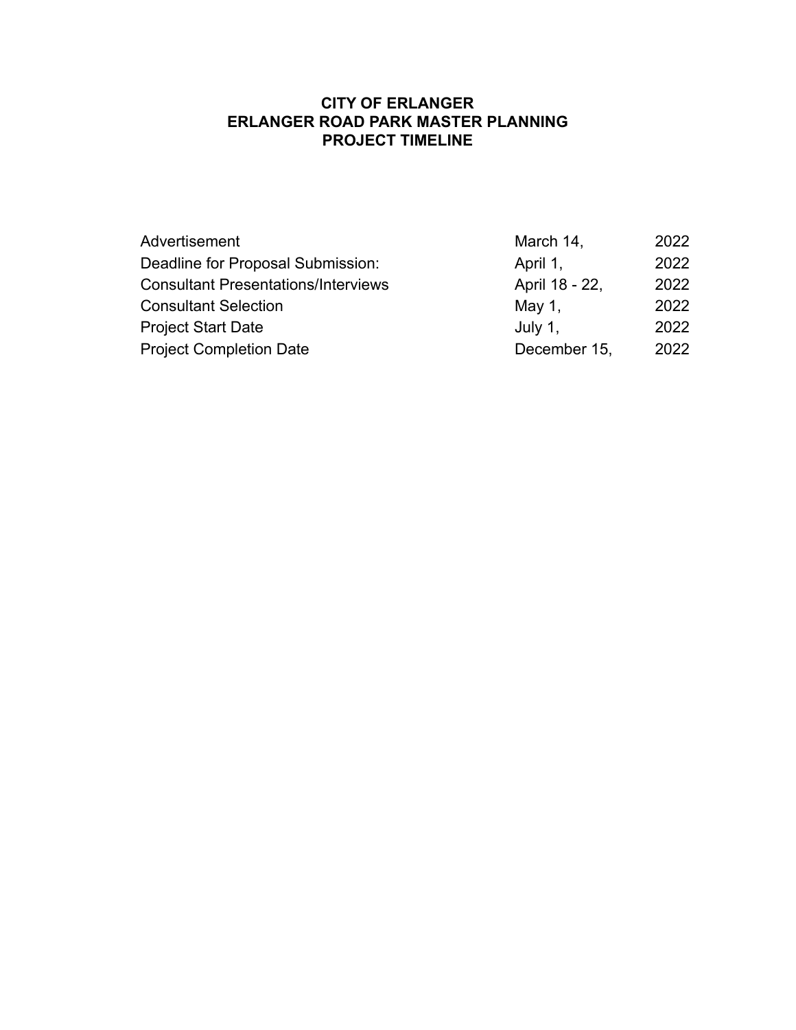**CITY OF ERLANGER**
**ERLANGER ROAD PARK MASTER PLANNING**
**PROJECT TIMELINE**

| | | |
|---|---|---|
| Advertisement | March 14, | 2022 |
| Deadline for Proposal Submission: | April 1, | 2022 |
| Consultant Presentations/Interviews | April 18 - 22, | 2022 |
| Consultant Selection | May 1, | 2022 |
| Project Start Date | July 1, | 2022 |
| Project Completion Date | December 15, | 2022 |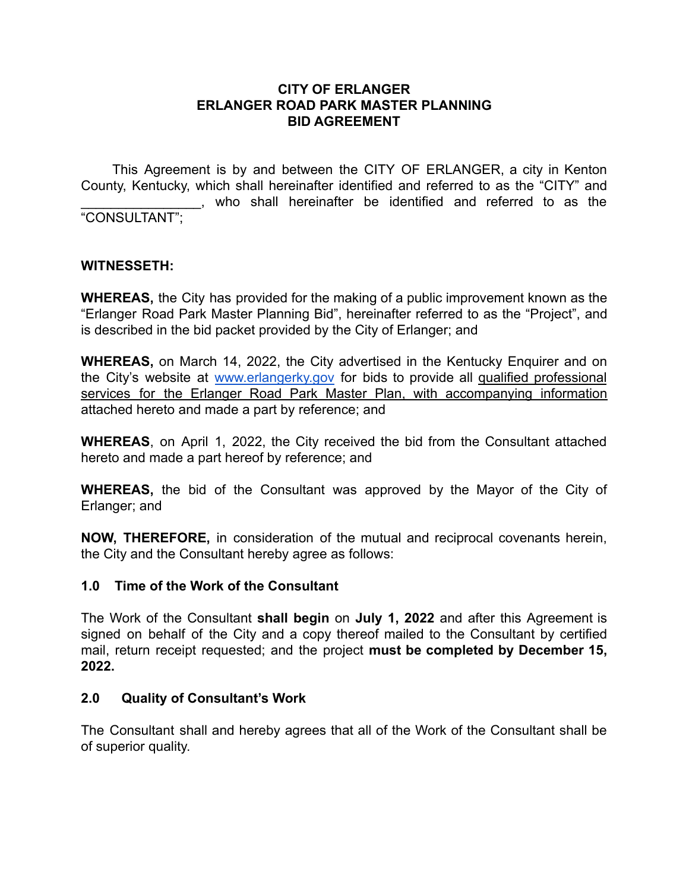**CITY OF ERLANGER**
**ERLANGER ROAD PARK MASTER PLANNING**
**BID AGREEMENT**

This Agreement is by and between the CITY OF ERLANGER, a city in Kenton County, Kentucky, which shall hereinafter identified and referred to as the "CITY" and ________________, who shall hereinafter be identified and referred to as the "CONSULTANT";

**WITNESSETH:**

**WHEREAS,** the City has provided for the making of a public improvement known as the "Erlanger Road Park Master Planning Bid", hereinafter referred to as the "Project", and is described in the bid packet provided by the City of Erlanger; and

**WHEREAS,** on March 14, 2022, the City advertised in the Kentucky Enquirer and on the City's website at www.erlangerky.gov for bids to provide all qualified professional services for the Erlanger Road Park Master Plan, with accompanying information attached hereto and made a part by reference; and

**WHEREAS**, on April 1, 2022, the City received the bid from the Consultant attached hereto and made a part hereof by reference; and

**WHEREAS,** the bid of the Consultant was approved by the Mayor of the City of Erlanger; and

**NOW, THEREFORE,** in consideration of the mutual and reciprocal covenants herein, the City and the Consultant hereby agree as follows:

### 1.0 Time of the Work of the Consultant

The Work of the Consultant **shall begin** on **July 1, 2022** and after this Agreement is signed on behalf of the City and a copy thereof mailed to the Consultant by certified mail, return receipt requested; and the project **must be completed by December 15, 2022.**

### 2.0 Quality of Consultant's Work

The Consultant shall and hereby agrees that all of the Work of the Consultant shall be of superior quality.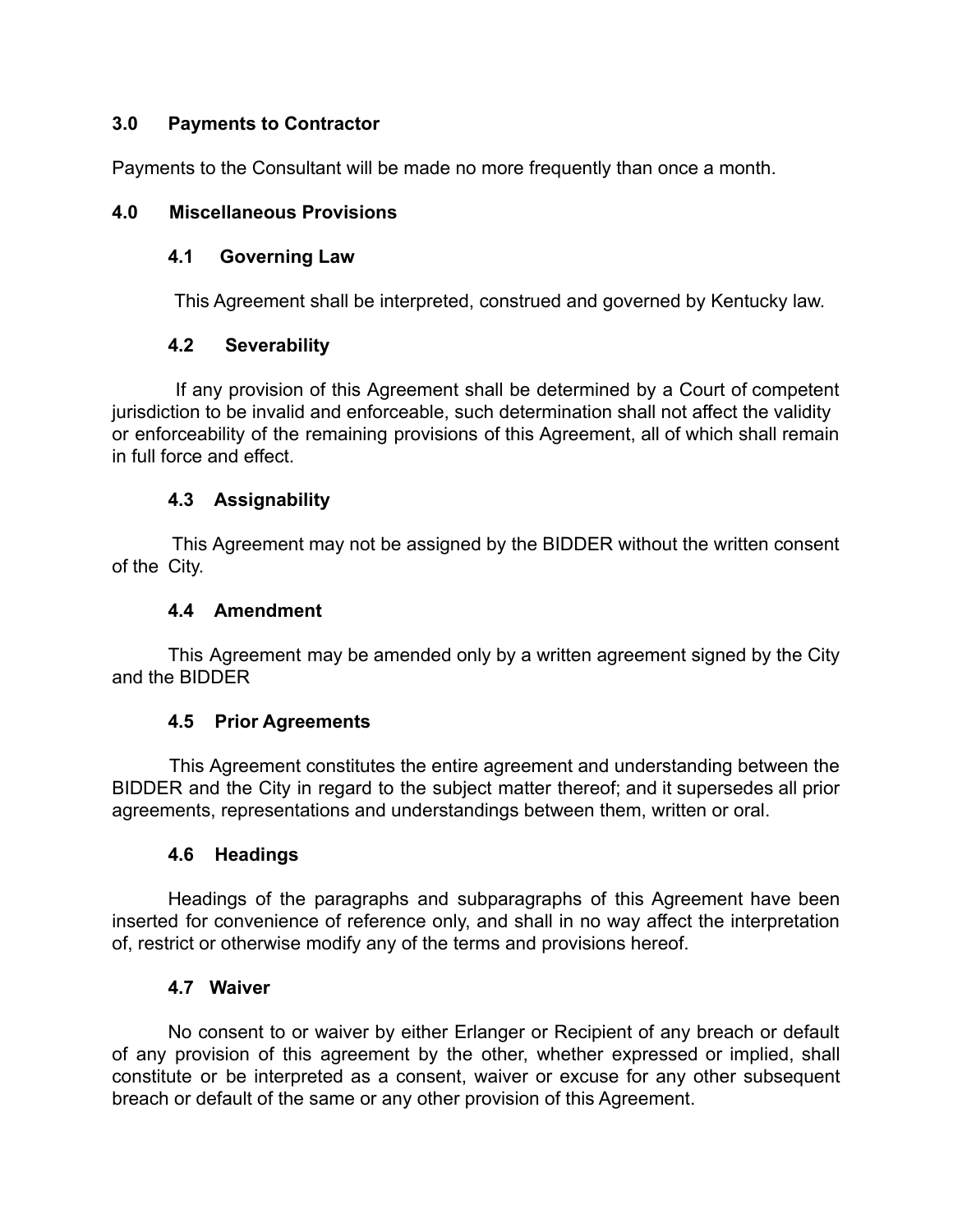## 3.0 Payments to Contractor

Payments to the Consultant will be made no more frequently than once a month.

## 4.0 Miscellaneous Provisions

### 4.1 Governing Law

This Agreement shall be interpreted, construed and governed by Kentucky law.

### 4.2 Severability

If any provision of this Agreement shall be determined by a Court of competent jurisdiction to be invalid and enforceable, such determination shall not affect the validity or enforceability of the remaining provisions of this Agreement, all of which shall remain in full force and effect.

### 4.3 Assignability

This Agreement may not be assigned by the BIDDER without the written consent of the City.

### 4.4 Amendment

This Agreement may be amended only by a written agreement signed by the City and the BIDDER

### 4.5 Prior Agreements

This Agreement constitutes the entire agreement and understanding between the BIDDER and the City in regard to the subject matter thereof; and it supersedes all prior agreements, representations and understandings between them, written or oral.

### 4.6 Headings

Headings of the paragraphs and subparagraphs of this Agreement have been inserted for convenience of reference only, and shall in no way affect the interpretation of, restrict or otherwise modify any of the terms and provisions hereof.

### 4.7 Waiver

No consent to or waiver by either Erlanger or Recipient of any breach or default of any provision of this agreement by the other, whether expressed or implied, shall constitute or be interpreted as a consent, waiver or excuse for any other subsequent breach or default of the same or any other provision of this Agreement.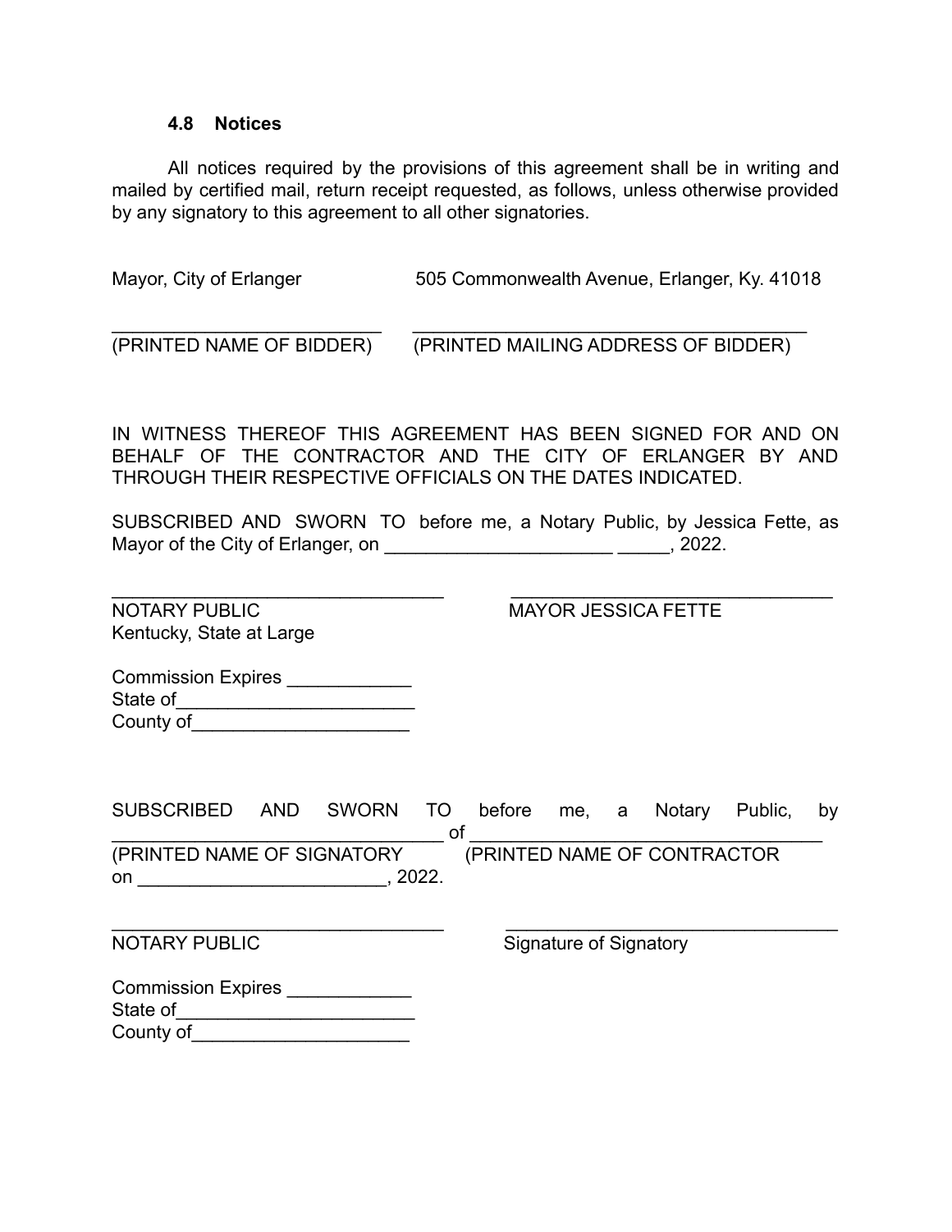### 4.8 Notices

All notices required by the provisions of this agreement shall be in writing and mailed by certified mail, return receipt requested, as follows, unless otherwise provided by any signatory to this agreement to all other signatories.

Mayor, City of Erlanger 505 Commonwealth Avenue, Erlanger, Ky. 41018

___________________________ ________________________________________
(PRINTED NAME OF BIDDER) (PRINTED MAILING ADDRESS OF BIDDER)

IN WITNESS THEREOF THIS AGREEMENT HAS BEEN SIGNED FOR AND ON BEHALF OF THE CONTRACTOR AND THE CITY OF ERLANGER BY AND THROUGH THEIR RESPECTIVE OFFICIALS ON THE DATES INDICATED.

SUBSCRIBED AND SWORN TO before me, a Notary Public, by Jessica Fette, as Mayor of the City of Erlanger, on ______________________ _____, 2022.

_________________________________ ________________________________
NOTARY PUBLIC MAYOR JESSICA FETTE
Kentucky, State at Large

Commission Expires ____________
State of_______________________
County of_____________________

SUBSCRIBED AND SWORN TO before me, a Notary Public, by _________________________________ of __________________________________
(PRINTED NAME OF SIGNATORY (PRINTED NAME OF CONTRACTOR
on ________________________, 2022.

_________________________________ _________________________________
NOTARY PUBLIC Signature of Signatory

Commission Expires ____________
State of_______________________
County of_____________________